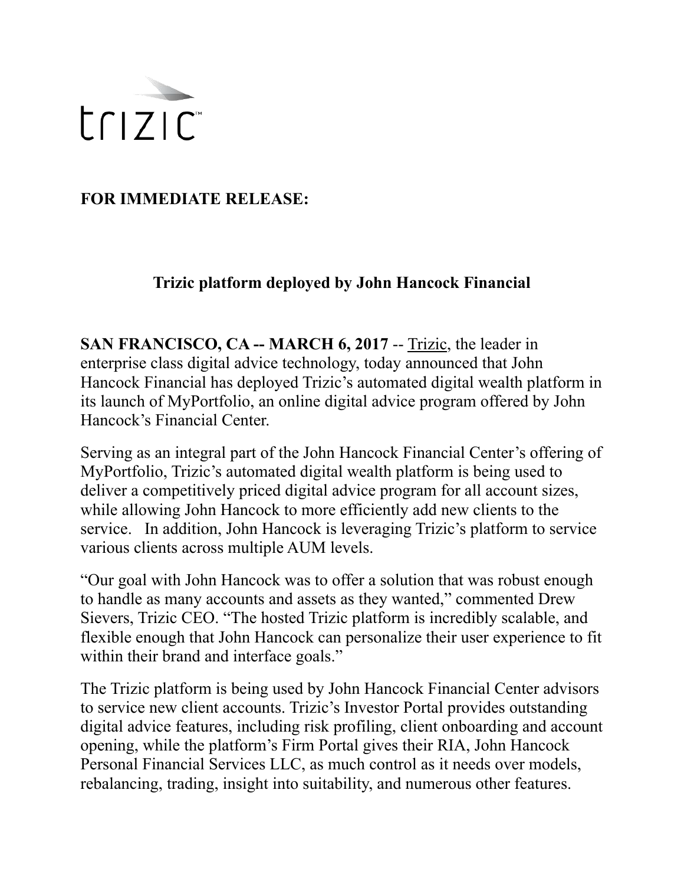trizic™

**FOR IMMEDIATE RELEASE:**

## Trizic platform deployed by John Hancock Financial

**SAN FRANCISCO, CA -- MARCH 6, 2017** -- Trizic, the leader in enterprise class digital advice technology, today announced that John Hancock Financial has deployed Trizic's automated digital wealth platform in its launch of MyPortfolio, an online digital advice program offered by John Hancock's Financial Center.

Serving as an integral part of the John Hancock Financial Center's offering of MyPortfolio, Trizic's automated digital wealth platform is being used to deliver a competitively priced digital advice program for all account sizes, while allowing John Hancock to more efficiently add new clients to the service. In addition, John Hancock is leveraging Trizic's platform to service various clients across multiple AUM levels.

"Our goal with John Hancock was to offer a solution that was robust enough to handle as many accounts and assets as they wanted," commented Drew Sievers, Trizic CEO. "The hosted Trizic platform is incredibly scalable, and flexible enough that John Hancock can personalize their user experience to fit within their brand and interface goals."

The Trizic platform is being used by John Hancock Financial Center advisors to service new client accounts. Trizic's Investor Portal provides outstanding digital advice features, including risk profiling, client onboarding and account opening, while the platform's Firm Portal gives their RIA, John Hancock Personal Financial Services LLC, as much control as it needs over models, rebalancing, trading, insight into suitability, and numerous other features.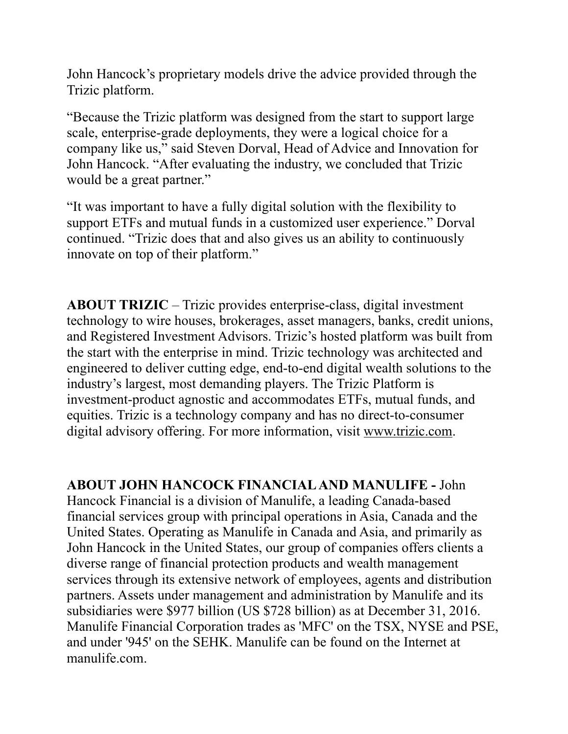John Hancock's proprietary models drive the advice provided through the Trizic platform.

"Because the Trizic platform was designed from the start to support large scale, enterprise-grade deployments, they were a logical choice for a company like us," said Steven Dorval, Head of Advice and Innovation for John Hancock. "After evaluating the industry, we concluded that Trizic would be a great partner."

"It was important to have a fully digital solution with the flexibility to support ETFs and mutual funds in a customized user experience." Dorval continued. "Trizic does that and also gives us an ability to continuously innovate on top of their platform."

**ABOUT TRIZIC** – Trizic provides enterprise-class, digital investment technology to wire houses, brokerages, asset managers, banks, credit unions, and Registered Investment Advisors. Trizic's hosted platform was built from the start with the enterprise in mind. Trizic technology was architected and engineered to deliver cutting edge, end-to-end digital wealth solutions to the industry's largest, most demanding players. The Trizic Platform is investment-product agnostic and accommodates ETFs, mutual funds, and equities. Trizic is a technology company and has no direct-to-consumer digital advisory offering. For more information, visit www.trizic.com.

**ABOUT JOHN HANCOCK FINANCIAL AND MANULIFE -** John Hancock Financial is a division of Manulife, a leading Canada-based financial services group with principal operations in Asia, Canada and the United States. Operating as Manulife in Canada and Asia, and primarily as John Hancock in the United States, our group of companies offers clients a diverse range of financial protection products and wealth management services through its extensive network of employees, agents and distribution partners. Assets under management and administration by Manulife and its subsidiaries were $977 billion (US $728 billion) as at December 31, 2016. Manulife Financial Corporation trades as 'MFC' on the TSX, NYSE and PSE, and under '945' on the SEHK. Manulife can be found on the Internet at manulife.com.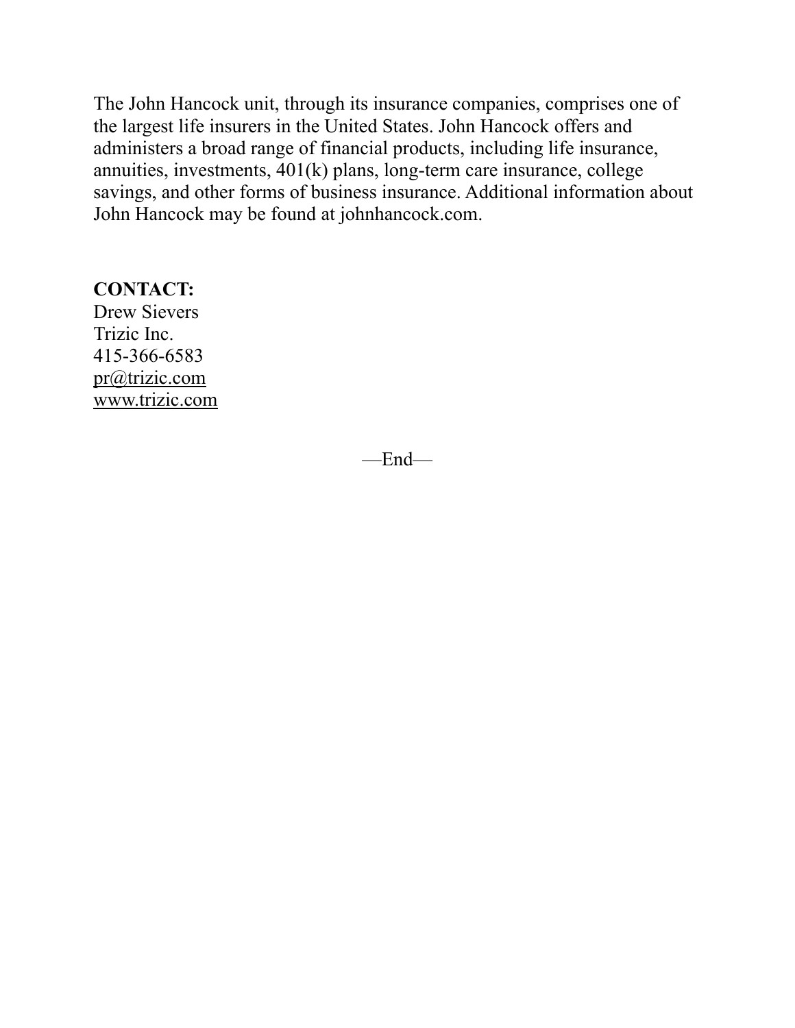The John Hancock unit, through its insurance companies, comprises one of the largest life insurers in the United States. John Hancock offers and administers a broad range of financial products, including life insurance, annuities, investments, 401(k) plans, long-term care insurance, college savings, and other forms of business insurance. Additional information about John Hancock may be found at johnhancock.com.

**CONTACT:**
Drew Sievers
Trizic Inc.
415-366-6583
pr@trizic.com
www.trizic.com

—End—